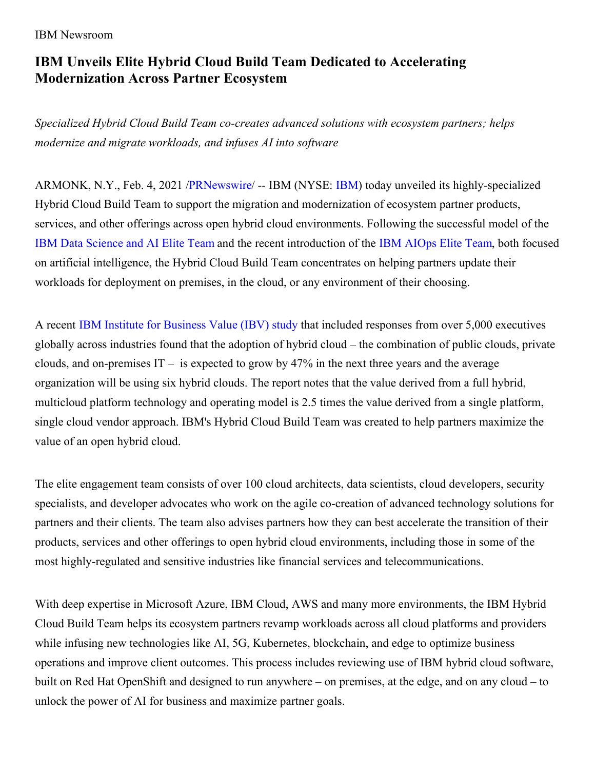IBM Newsroom

# IBM Unveils Elite Hybrid Cloud Build Team Dedicated to Accelerating Modernization Across Partner Ecosystem

*Specialized Hybrid Cloud Build Team co-creates advanced solutions with ecosystem partners; helps modernize and migrate workloads, and infuses AI into software*

ARMONK, N.Y., Feb. 4, 2021 /PRNewswire/ -- IBM (NYSE: IBM) today unveiled its highly-specialized Hybrid Cloud Build Team to support the migration and modernization of ecosystem partner products, services, and other offerings across open hybrid cloud environments. Following the successful model of the IBM Data Science and AI Elite Team and the recent introduction of the IBM AIOps Elite Team, both focused on artificial intelligence, the Hybrid Cloud Build Team concentrates on helping partners update their workloads for deployment on premises, in the cloud, or any environment of their choosing.

A recent IBM Institute for Business Value (IBV) study that included responses from over 5,000 executives globally across industries found that the adoption of hybrid cloud – the combination of public clouds, private clouds, and on-premises IT – is expected to grow by 47% in the next three years and the average organization will be using six hybrid clouds. The report notes that the value derived from a full hybrid, multicloud platform technology and operating model is 2.5 times the value derived from a single platform, single cloud vendor approach. IBM's Hybrid Cloud Build Team was created to help partners maximize the value of an open hybrid cloud.

The elite engagement team consists of over 100 cloud architects, data scientists, cloud developers, security specialists, and developer advocates who work on the agile co-creation of advanced technology solutions for partners and their clients. The team also advises partners how they can best accelerate the transition of their products, services and other offerings to open hybrid cloud environments, including those in some of the most highly-regulated and sensitive industries like financial services and telecommunications.

With deep expertise in Microsoft Azure, IBM Cloud, AWS and many more environments, the IBM Hybrid Cloud Build Team helps its ecosystem partners revamp workloads across all cloud platforms and providers while infusing new technologies like AI, 5G, Kubernetes, blockchain, and edge to optimize business operations and improve client outcomes. This process includes reviewing use of IBM hybrid cloud software, built on Red Hat OpenShift and designed to run anywhere – on premises, at the edge, and on any cloud – to unlock the power of AI for business and maximize partner goals.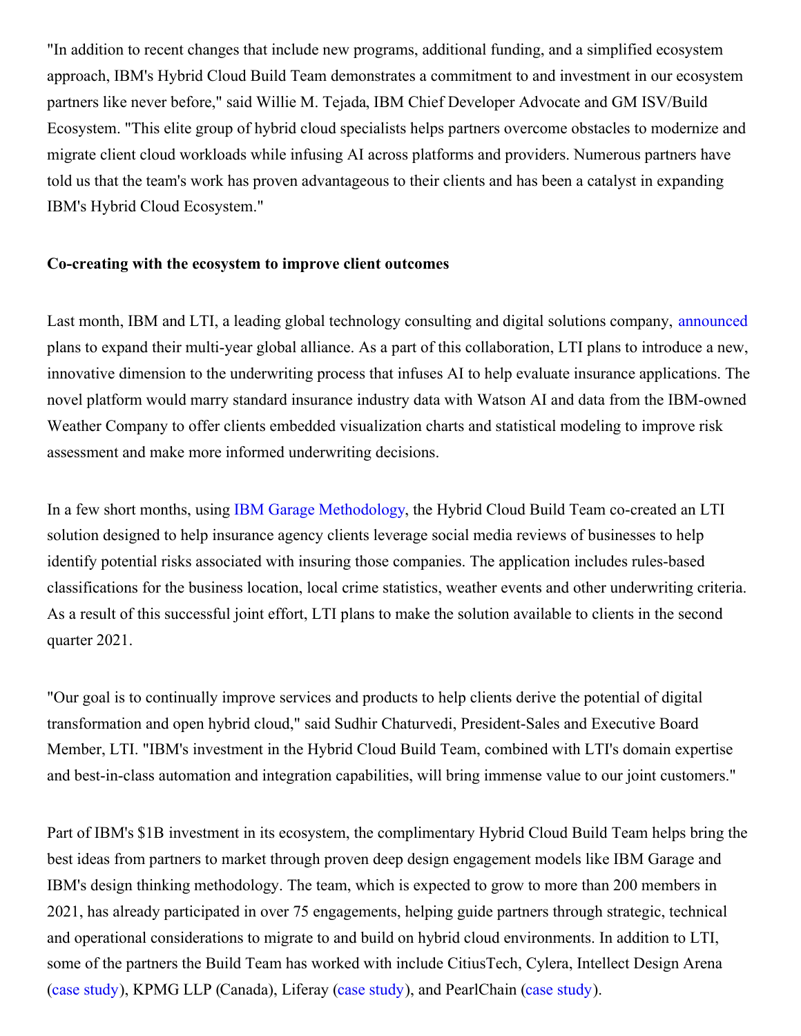"In addition to recent changes that include new programs, additional funding, and a simplified ecosystem approach, IBM's Hybrid Cloud Build Team demonstrates a commitment to and investment in our ecosystem partners like never before," said Willie M. Tejada, IBM Chief Developer Advocate and GM ISV/Build Ecosystem. "This elite group of hybrid cloud specialists helps partners overcome obstacles to modernize and migrate client cloud workloads while infusing AI across platforms and providers. Numerous partners have told us that the team's work has proven advantageous to their clients and has been a catalyst in expanding IBM's Hybrid Cloud Ecosystem."

**Co-creating with the ecosystem to improve client outcomes**

Last month, IBM and LTI, a leading global technology consulting and digital solutions company, announced plans to expand their multi-year global alliance. As a part of this collaboration, LTI plans to introduce a new, innovative dimension to the underwriting process that infuses AI to help evaluate insurance applications. The novel platform would marry standard insurance industry data with Watson AI and data from the IBM-owned Weather Company to offer clients embedded visualization charts and statistical modeling to improve risk assessment and make more informed underwriting decisions.

In a few short months, using IBM Garage Methodology, the Hybrid Cloud Build Team co-created an LTI solution designed to help insurance agency clients leverage social media reviews of businesses to help identify potential risks associated with insuring those companies. The application includes rules-based classifications for the business location, local crime statistics, weather events and other underwriting criteria. As a result of this successful joint effort, LTI plans to make the solution available to clients in the second quarter 2021.

"Our goal is to continually improve services and products to help clients derive the potential of digital transformation and open hybrid cloud," said Sudhir Chaturvedi, President-Sales and Executive Board Member, LTI. "IBM's investment in the Hybrid Cloud Build Team, combined with LTI's domain expertise and best-in-class automation and integration capabilities, will bring immense value to our joint customers."

Part of IBM's $1B investment in its ecosystem, the complimentary Hybrid Cloud Build Team helps bring the best ideas from partners to market through proven deep design engagement models like IBM Garage and IBM's design thinking methodology. The team, which is expected to grow to more than 200 members in 2021, has already participated in over 75 engagements, helping guide partners through strategic, technical and operational considerations to migrate to and build on hybrid cloud environments. In addition to LTI, some of the partners the Build Team has worked with include CitiusTech, Cylera, Intellect Design Arena (case study), KPMG LLP (Canada), Liferay (case study), and PearlChain (case study).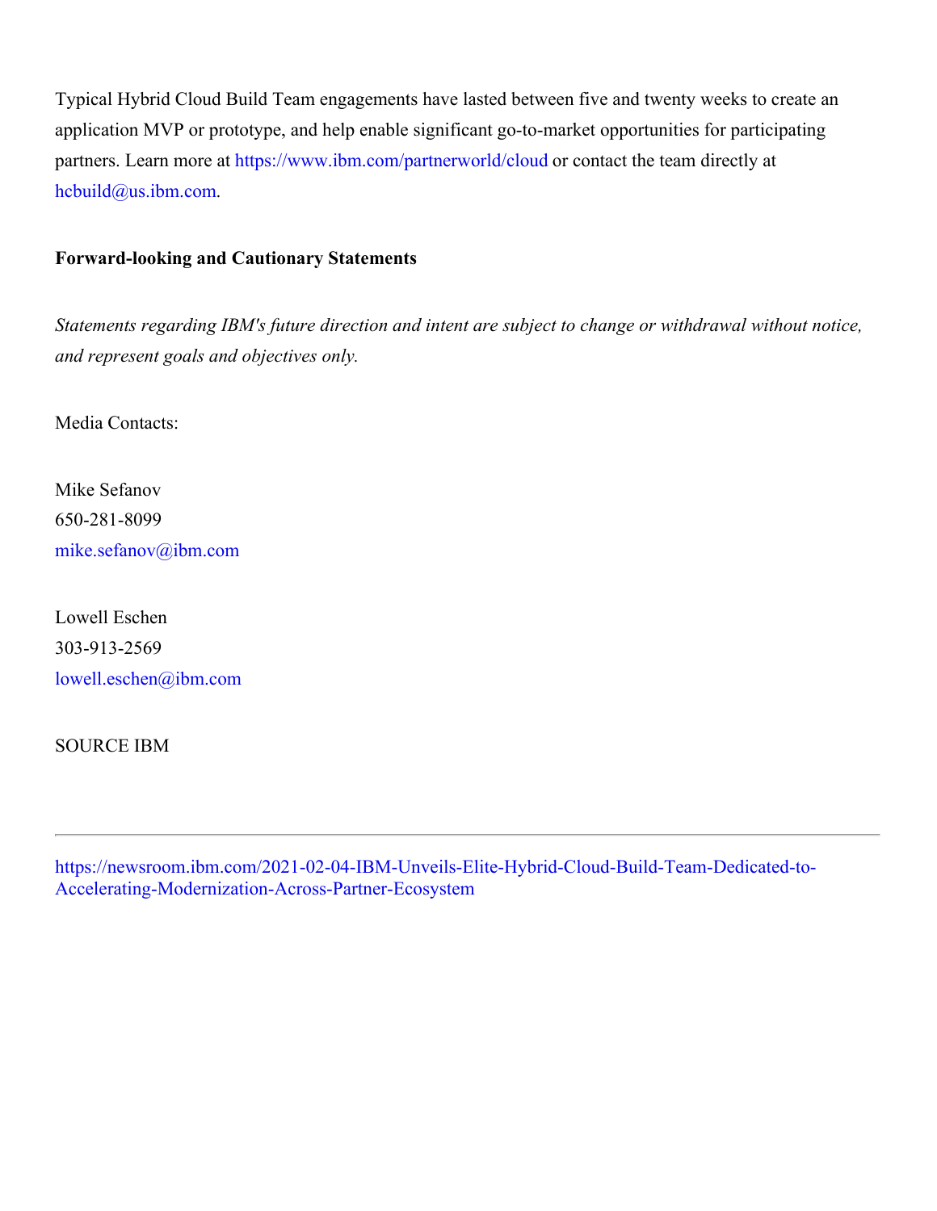Typical Hybrid Cloud Build Team engagements have lasted between five and twenty weeks to create an application MVP or prototype, and help enable significant go-to-market opportunities for participating partners. Learn more at https://www.ibm.com/partnerworld/cloud or contact the team directly at hcbuild@us.ibm.com.

**Forward-looking and Cautionary Statements**

*Statements regarding IBM's future direction and intent are subject to change or withdrawal without notice, and represent goals and objectives only.*

Media Contacts:

Mike Sefanov
650-281-8099
mike.sefanov@ibm.com

Lowell Eschen
303-913-2569
lowell.eschen@ibm.com

SOURCE IBM

---

https://newsroom.ibm.com/2021-02-04-IBM-Unveils-Elite-Hybrid-Cloud-Build-Team-Dedicated-to-Accelerating-Modernization-Across-Partner-Ecosystem